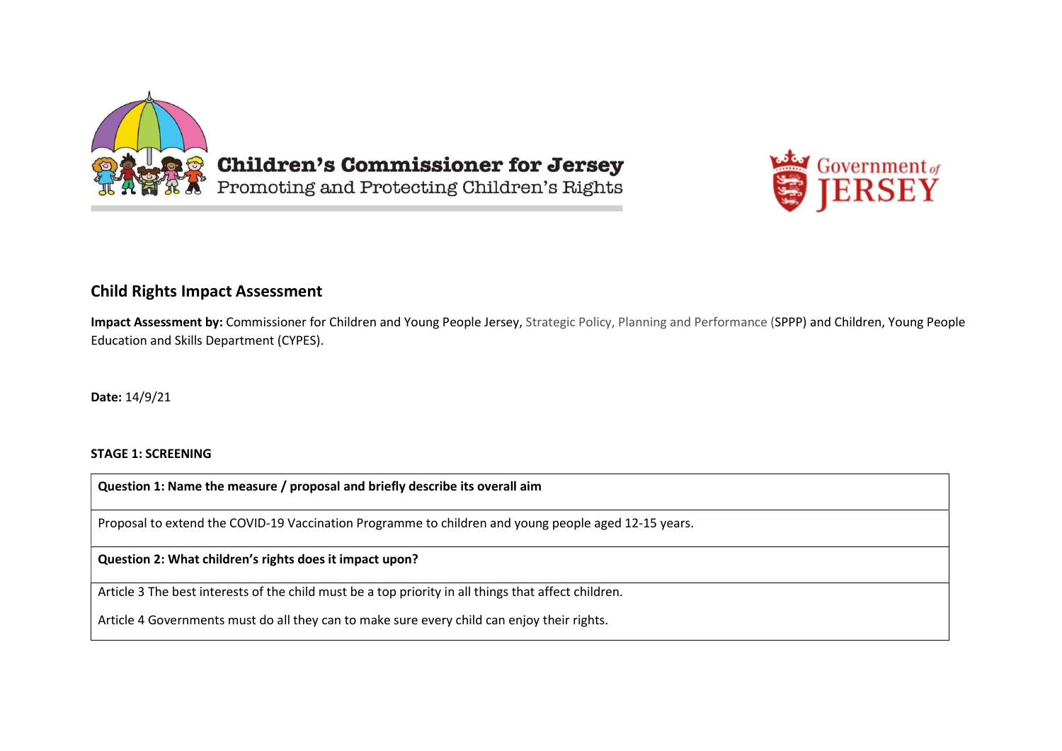Children's Commissioner for Jersey
Promoting and Protecting Children's Rights

Government of JERSEY

## Child Rights Impact Assessment

**Impact Assessment by:** Commissioner for Children and Young People Jersey, Strategic Policy, Planning and Performance (SPPP) and Children, Young People Education and Skills Department (CYPES).

**Date:** 14/9/21

**STAGE 1: SCREENING**

| **Question 1: Name the measure / proposal and briefly describe its overall aim** |
| --- |
| Proposal to extend the COVID-19 Vaccination Programme to children and young people aged 12-15 years. |
| **Question 2: What children's rights does it impact upon?** |
| Article 3 The best interests of the child must be a top priority in all things that affect children.<br><br>Article 4 Governments must do all they can to make sure every child can enjoy their rights. |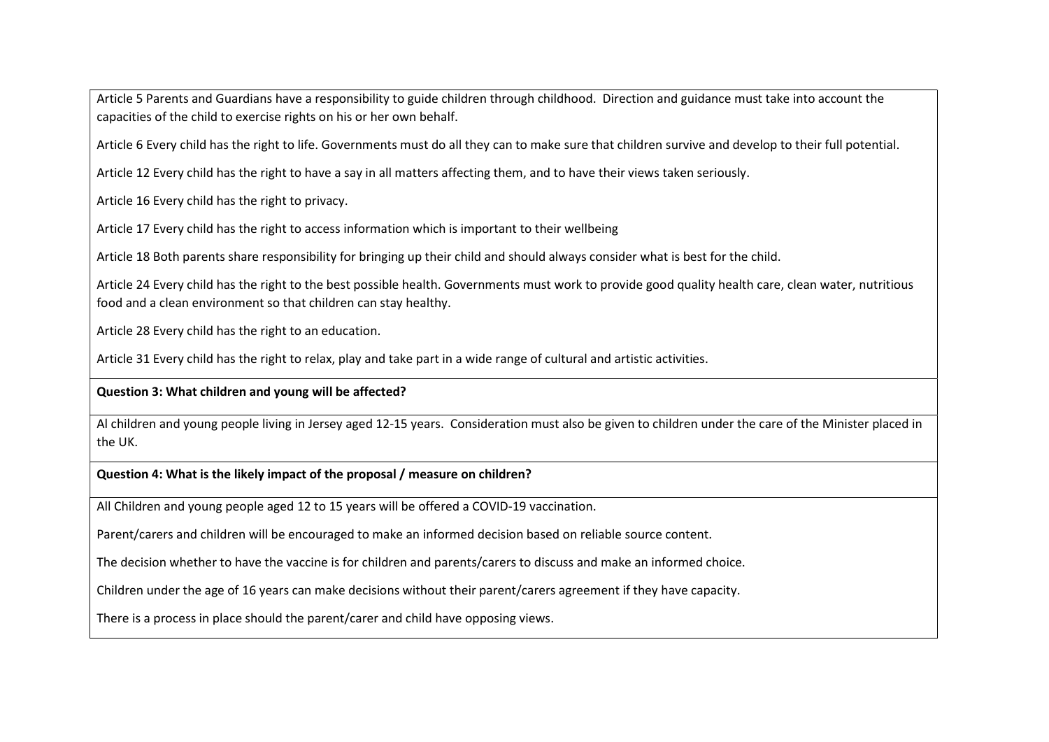Article 5 Parents and Guardians have a responsibility to guide children through childhood. Direction and guidance must take into account the capacities of the child to exercise rights on his or her own behalf.

Article 6 Every child has the right to life. Governments must do all they can to make sure that children survive and develop to their full potential.

Article 12 Every child has the right to have a say in all matters affecting them, and to have their views taken seriously.

Article 16 Every child has the right to privacy.

Article 17 Every child has the right to access information which is important to their wellbeing

Article 18 Both parents share responsibility for bringing up their child and should always consider what is best for the child.

Article 24 Every child has the right to the best possible health. Governments must work to provide good quality health care, clean water, nutritious food and a clean environment so that children can stay healthy.

Article 28 Every child has the right to an education.

Article 31 Every child has the right to relax, play and take part in a wide range of cultural and artistic activities.

**Question 3: What children and young will be affected?**

Al children and young people living in Jersey aged 12-15 years. Consideration must also be given to children under the care of the Minister placed in the UK.

**Question 4: What is the likely impact of the proposal / measure on children?**

All Children and young people aged 12 to 15 years will be offered a COVID-19 vaccination.

Parent/carers and children will be encouraged to make an informed decision based on reliable source content.

The decision whether to have the vaccine is for children and parents/carers to discuss and make an informed choice.

Children under the age of 16 years can make decisions without their parent/carers agreement if they have capacity.

There is a process in place should the parent/carer and child have opposing views.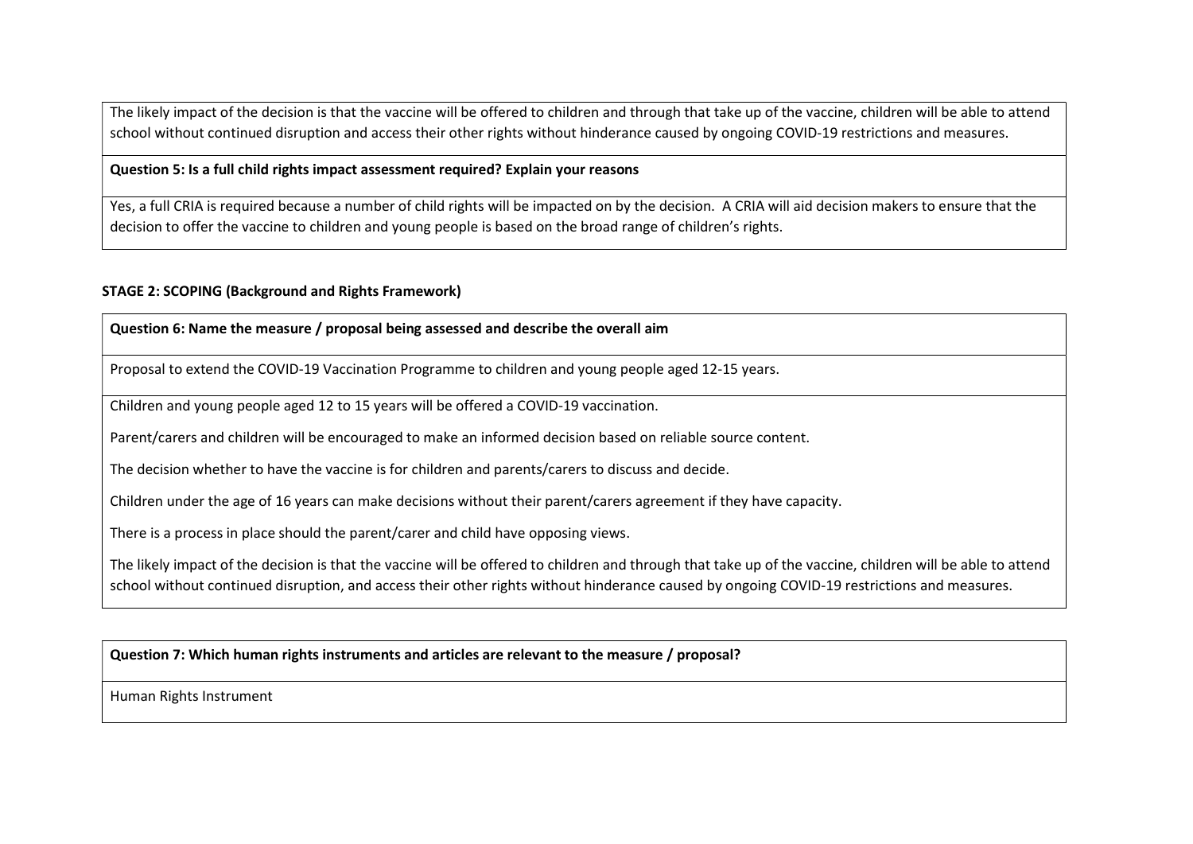The likely impact of the decision is that the vaccine will be offered to children and through that take up of the vaccine, children will be able to attend school without continued disruption and access their other rights without hinderance caused by ongoing COVID-19 restrictions and measures.

**Question 5: Is a full child rights impact assessment required? Explain your reasons**

Yes, a full CRIA is required because a number of child rights will be impacted on by the decision. A CRIA will aid decision makers to ensure that the decision to offer the vaccine to children and young people is based on the broad range of children's rights.

**STAGE 2: SCOPING (Background and Rights Framework)**

**Question 6: Name the measure / proposal being assessed and describe the overall aim**

Proposal to extend the COVID-19 Vaccination Programme to children and young people aged 12-15 years.

Children and young people aged 12 to 15 years will be offered a COVID-19 vaccination.

Parent/carers and children will be encouraged to make an informed decision based on reliable source content.

The decision whether to have the vaccine is for children and parents/carers to discuss and decide.

Children under the age of 16 years can make decisions without their parent/carers agreement if they have capacity.

There is a process in place should the parent/carer and child have opposing views.

The likely impact of the decision is that the vaccine will be offered to children and through that take up of the vaccine, children will be able to attend school without continued disruption, and access their other rights without hinderance caused by ongoing COVID-19 restrictions and measures.

**Question 7: Which human rights instruments and articles are relevant to the measure / proposal?**

Human Rights Instrument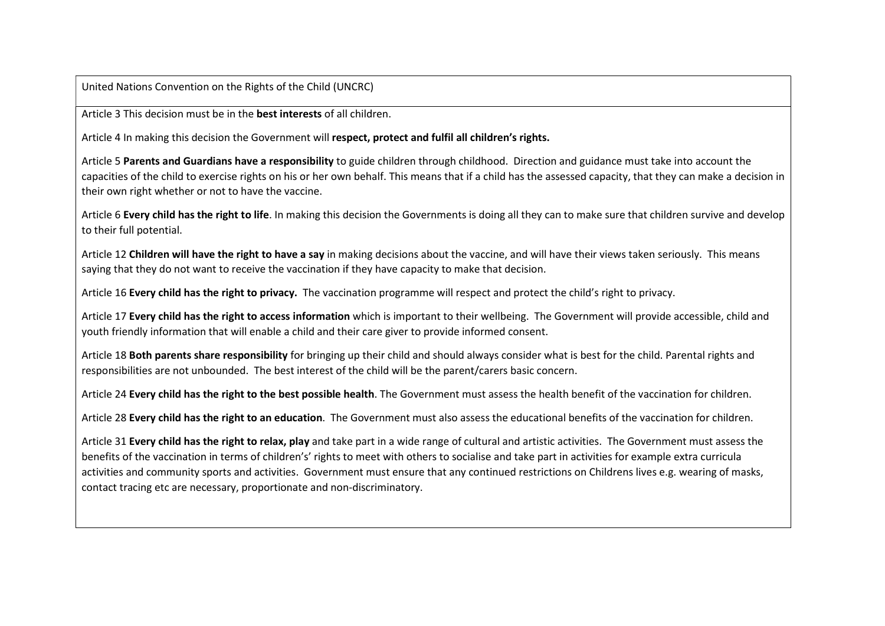| United Nations Convention on the Rights of the Child (UNCRC) |
| --- |
| Article 3 This decision must be in the **best interests** of all children.<br><br>Article 4 In making this decision the Government will **respect, protect and fulfil all children's rights.**<br><br>Article 5 **Parents and Guardians have a responsibility** to guide children through childhood. Direction and guidance must take into account the capacities of the child to exercise rights on his or her own behalf. This means that if a child has the assessed capacity, that they can make a decision in their own right whether or not to have the vaccine.<br><br>Article 6 **Every child has the right to life**. In making this decision the Governments is doing all they can to make sure that children survive and develop to their full potential.<br><br>Article 12 **Children will have the right to have a say** in making decisions about the vaccine, and will have their views taken seriously. This means saying that they do not want to receive the vaccination if they have capacity to make that decision.<br><br>Article 16 **Every child has the right to privacy.** The vaccination programme will respect and protect the child's right to privacy.<br><br>Article 17 **Every child has the right to access information** which is important to their wellbeing. The Government will provide accessible, child and youth friendly information that will enable a child and their care giver to provide informed consent.<br><br>Article 18 **Both parents share responsibility** for bringing up their child and should always consider what is best for the child. Parental rights and responsibilities are not unbounded. The best interest of the child will be the parent/carers basic concern.<br><br>Article 24 **Every child has the right to the best possible health**. The Government must assess the health benefit of the vaccination for children.<br><br>Article 28 **Every child has the right to an education**. The Government must also assess the educational benefits of the vaccination for children.<br><br>Article 31 **Every child has the right to relax, play** and take part in a wide range of cultural and artistic activities. The Government must assess the benefits of the vaccination in terms of children's' rights to meet with others to socialise and take part in activities for example extra curricula activities and community sports and activities. Government must ensure that any continued restrictions on Childrens lives e.g. wearing of masks, contact tracing etc are necessary, proportionate and non-discriminatory. |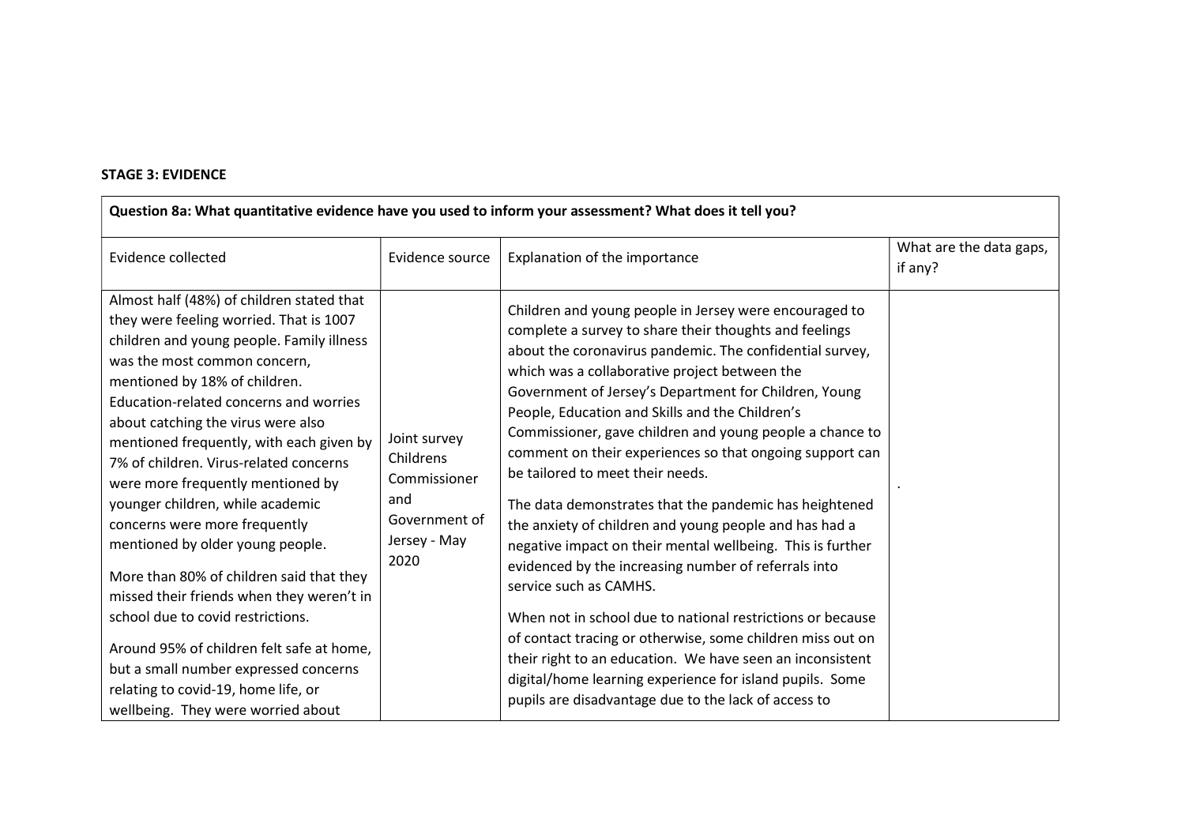**STAGE 3: EVIDENCE**

| **Question 8a: What quantitative evidence have you used to inform your assessment? What does it tell you?** | | | |
|---|---|---|---|
| Evidence collected | Evidence source | Explanation of the importance | What are the data gaps, if any? |
| Almost half (48%) of children stated that they were feeling worried. That is 1007 children and young people. Family illness was the most common concern, mentioned by 18% of children. Education-related concerns and worries about catching the virus were also mentioned frequently, with each given by 7% of children. Virus-related concerns were more frequently mentioned by younger children, while academic concerns were more frequently mentioned by older young people.<br><br>More than 80% of children said that they missed their friends when they weren't in school due to covid restrictions.<br><br>Around 95% of children felt safe at home, but a small number expressed concerns relating to covid-19, home life, or wellbeing. They were worried about | Joint survey Childrens Commissioner and Government of Jersey - May 2020 | Children and young people in Jersey were encouraged to complete a survey to share their thoughts and feelings about the coronavirus pandemic. The confidential survey, which was a collaborative project between the Government of Jersey's Department for Children, Young People, Education and Skills and the Children's Commissioner, gave children and young people a chance to comment on their experiences so that ongoing support can be tailored to meet their needs.<br><br>The data demonstrates that the pandemic has heightened the anxiety of children and young people and has had a negative impact on their mental wellbeing. This is further evidenced by the increasing number of referrals into service such as CAMHS.<br><br>When not in school due to national restrictions or because of contact tracing or otherwise, some children miss out on their right to an education. We have seen an inconsistent digital/home learning experience for island pupils. Some pupils are disadvantage due to the lack of access to | . |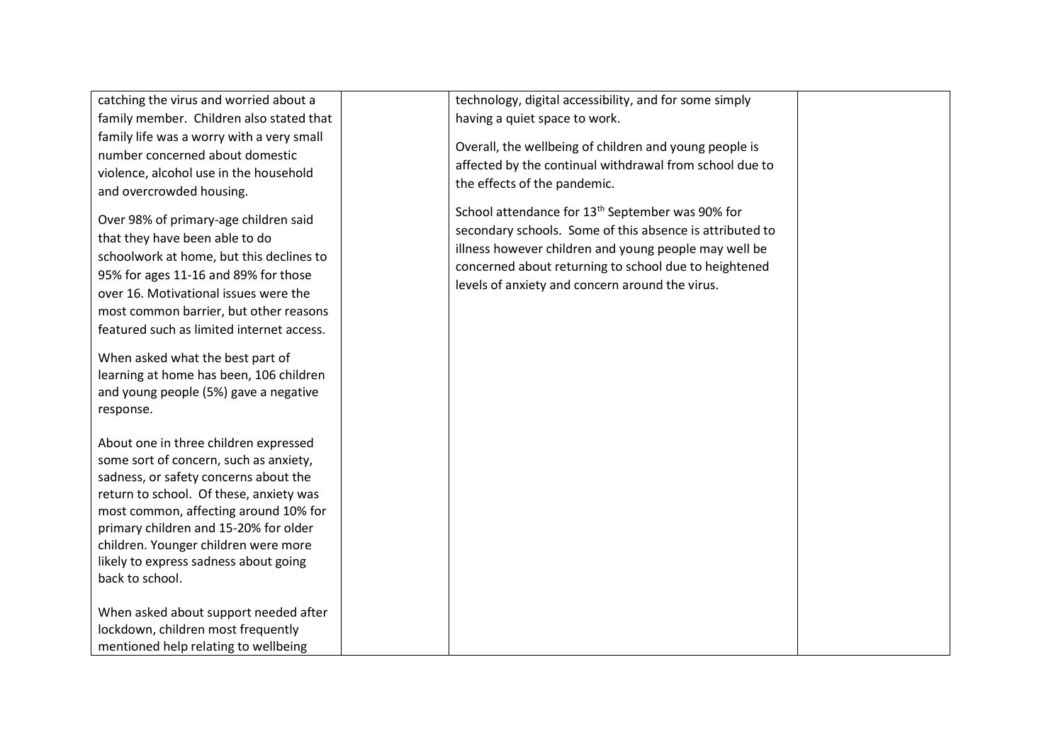| | | | |
|---|---|---|---|
| catching the virus and worried about a family member. Children also stated that family life was a worry with a very small number concerned about domestic violence, alcohol use in the household and overcrowded housing.<br><br>Over 98% of primary-age children said that they have been able to do schoolwork at home, but this declines to 95% for ages 11-16 and 89% for those over 16. Motivational issues were the most common barrier, but other reasons featured such as limited internet access.<br><br>When asked what the best part of learning at home has been, 106 children and young people (5%) gave a negative response.<br><br>About one in three children expressed some sort of concern, such as anxiety, sadness, or safety concerns about the return to school. Of these, anxiety was most common, affecting around 10% for primary children and 15-20% for older children. Younger children were more likely to express sadness about going back to school.<br><br>When asked about support needed after lockdown, children most frequently mentioned help relating to wellbeing | | technology, digital accessibility, and for some simply having a quiet space to work.<br><br>Overall, the wellbeing of children and young people is affected by the continual withdrawal from school due to the effects of the pandemic.<br><br>School attendance for 13th September was 90% for secondary schools. Some of this absence is attributed to illness however children and young people may well be concerned about returning to school due to heightened levels of anxiety and concern around the virus. | |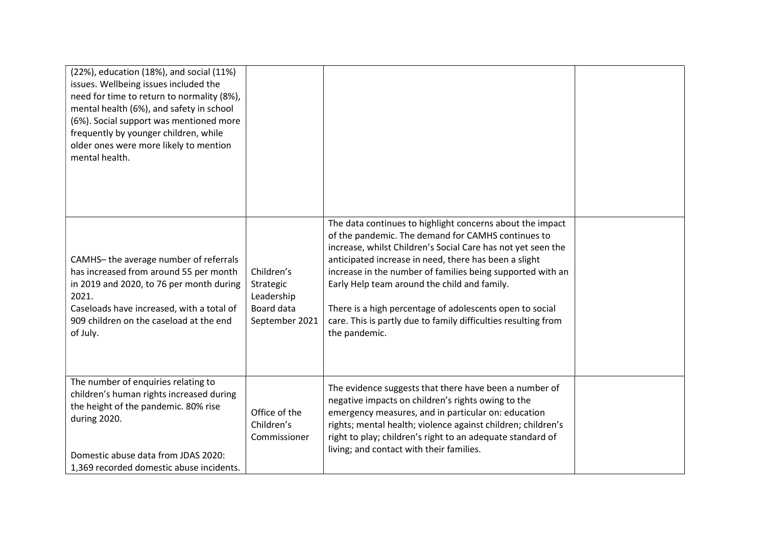| | | | |
|---|---|---|---|
| (22%), education (18%), and social (11%) issues. Wellbeing issues included the need for time to return to normality (8%), mental health (6%), and safety in school (6%). Social support was mentioned more frequently by younger children, while older ones were more likely to mention mental health. | | | |
| CAMHS– the average number of referrals has increased from around 55 per month in 2019 and 2020, to 76 per month during 2021.<br>Caseloads have increased, with a total of 909 children on the caseload at the end of July. | Children's Strategic Leadership Board data September 2021 | The data continues to highlight concerns about the impact of the pandemic. The demand for CAMHS continues to increase, whilst Children's Social Care has not yet seen the anticipated increase in need, there has been a slight increase in the number of families being supported with an Early Help team around the child and family.<br><br>There is a high percentage of adolescents open to social care. This is partly due to family difficulties resulting from the pandemic. | |
| The number of enquiries relating to children's human rights increased during the height of the pandemic. 80% rise during 2020.<br><br>Domestic abuse data from JDAS 2020: 1,369 recorded domestic abuse incidents. | Office of the Children's Commissioner | The evidence suggests that there have been a number of negative impacts on children's rights owing to the emergency measures, and in particular on: education rights; mental health; violence against children; children's right to play; children's right to an adequate standard of living; and contact with their families. | |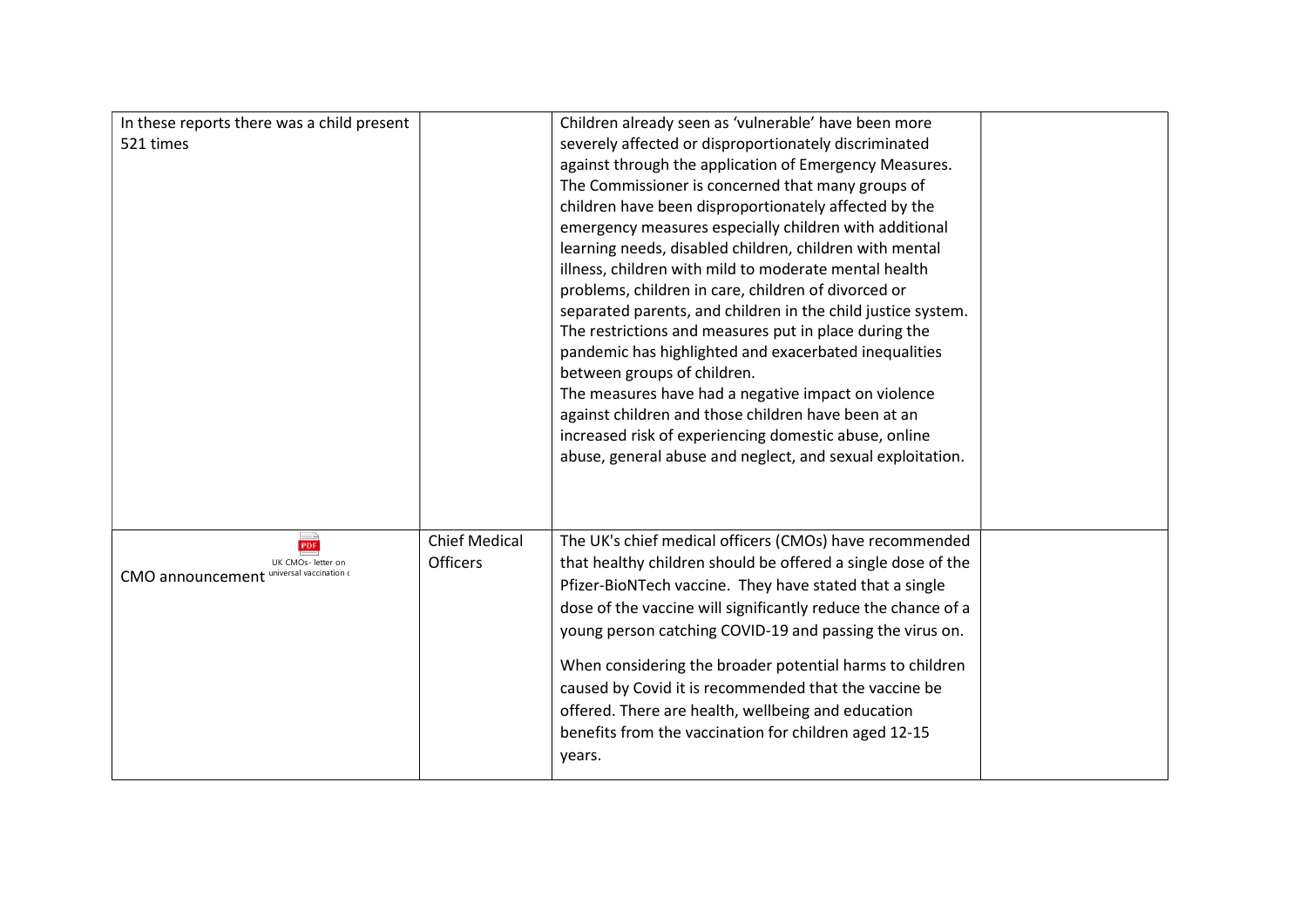| | | | |
|---|---|---|---|
| In these reports there was a child present 521 times | | Children already seen as 'vulnerable' have been more severely affected or disproportionately discriminated against through the application of Emergency Measures. The Commissioner is concerned that many groups of children have been disproportionately affected by the emergency measures especially children with additional learning needs, disabled children, children with mental illness, children with mild to moderate mental health problems, children in care, children of divorced or separated parents, and children in the child justice system. The restrictions and measures put in place during the pandemic has highlighted and exacerbated inequalities between groups of children. The measures have had a negative impact on violence against children and those children have been at an increased risk of experiencing domestic abuse, online abuse, general abuse and neglect, and sexual exploitation. | |
| CMO announcement (UK CMOs- letter on universal vaccination) | Chief Medical Officers | The UK's chief medical officers (CMOs) have recommended that healthy children should be offered a single dose of the Pfizer-BioNTech vaccine. They have stated that a single dose of the vaccine will significantly reduce the chance of a young person catching COVID-19 and passing the virus on. When considering the broader potential harms to children caused by Covid it is recommended that the vaccine be offered. There are health, wellbeing and education benefits from the vaccination for children aged 12-15 years. | |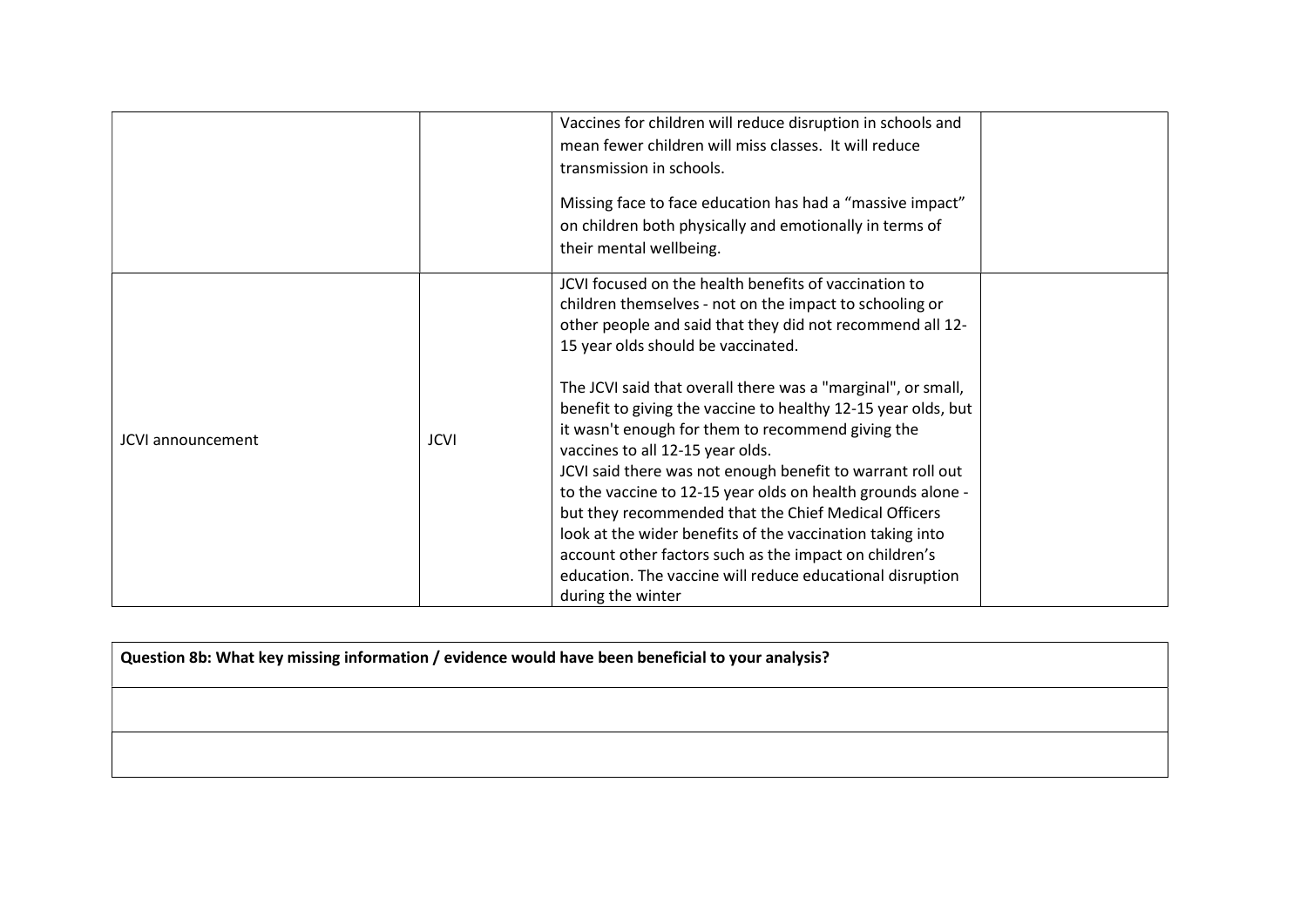|  |  |  |  |
|---|---|---|---|
|  |  | Vaccines for children will reduce disruption in schools and mean fewer children will miss classes. It will reduce transmission in schools.<br><br>Missing face to face education has had a “massive impact” on children both physically and emotionally in terms of their mental wellbeing. |  |
| JCVI announcement | JCVI | JCVI focused on the health benefits of vaccination to children themselves - not on the impact to schooling or other people and said that they did not recommend all 12-15 year olds should be vaccinated.<br><br>The JCVI said that overall there was a "marginal", or small, benefit to giving the vaccine to healthy 12-15 year olds, but it wasn't enough for them to recommend giving the vaccines to all 12-15 year olds.<br>JCVI said there was not enough benefit to warrant roll out to the vaccine to 12-15 year olds on health grounds alone - but they recommended that the Chief Medical Officers look at the wider benefits of the vaccination taking into account other factors such as the impact on children’s education. The vaccine will reduce educational disruption during the winter |  |

| **Question 8b: What key missing information / evidence would have been beneficial to your analysis?** |
|---|
|  |
|  |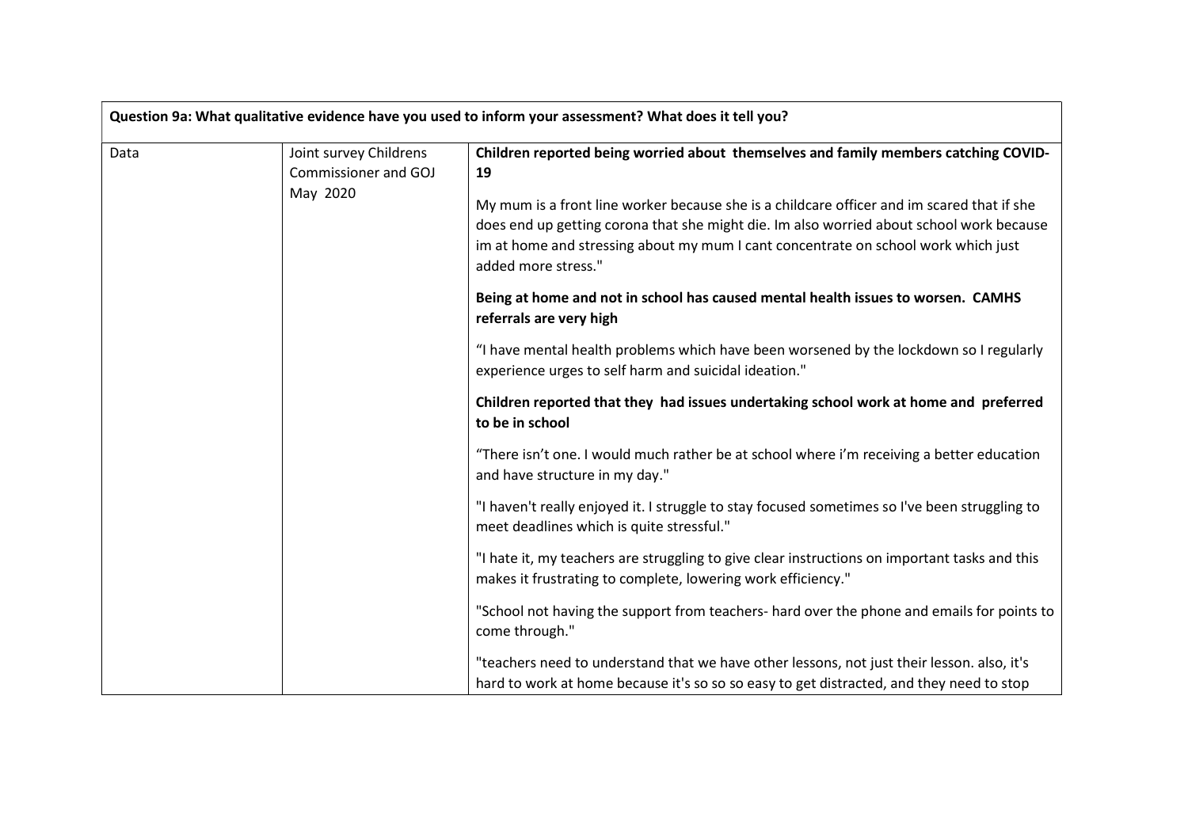| Question 9a: What qualitative evidence have you used to inform your assessment? What does it tell you? | | |
|---|---|---|
| Data | Joint survey Childrens Commissioner and GOJ May 2020 | **Children reported being worried about themselves and family members catching COVID-19**<br><br>My mum is a front line worker because she is a childcare officer and im scared that if she does end up getting corona that she might die. Im also worried about school work because im at home and stressing about my mum I cant concentrate on school work which just added more stress."<br><br>**Being at home and not in school has caused mental health issues to worsen. CAMHS referrals are very high**<br><br>"I have mental health problems which have been worsened by the lockdown so I regularly experience urges to self harm and suicidal ideation."<br><br>**Children reported that they had issues undertaking school work at home and preferred to be in school**<br><br>"There isn't one. I would much rather be at school where i'm receiving a better education and have structure in my day."<br><br>"I haven't really enjoyed it. I struggle to stay focused sometimes so I've been struggling to meet deadlines which is quite stressful."<br><br>"I hate it, my teachers are struggling to give clear instructions on important tasks and this makes it frustrating to complete, lowering work efficiency."<br><br>"School not having the support from teachers- hard over the phone and emails for points to come through."<br><br>"teachers need to understand that we have other lessons, not just their lesson. also, it's hard to work at home because it's so so so easy to get distracted, and they need to stop |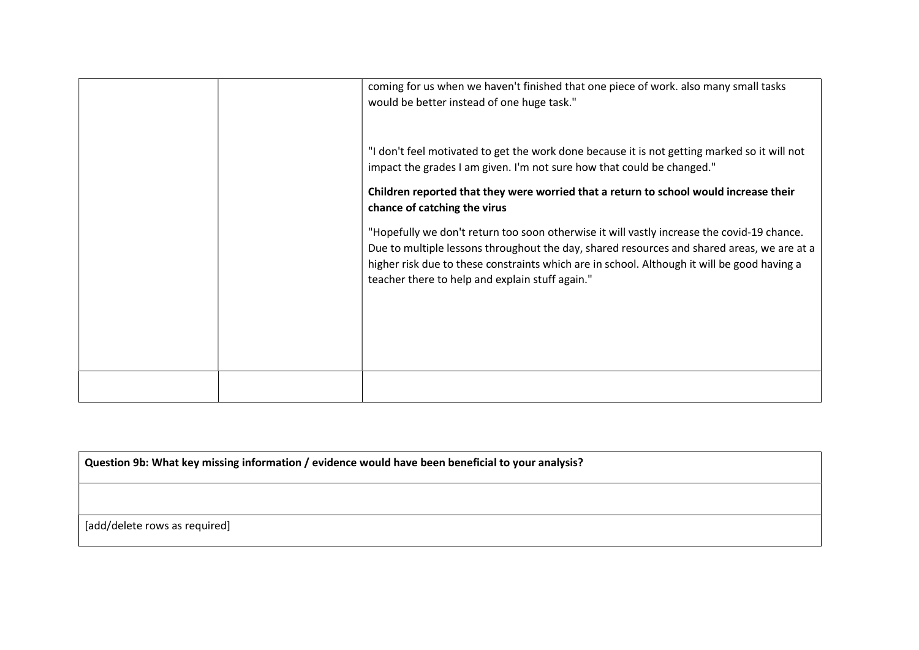| | | |
|---|---|---|
| | | coming for us when we haven't finished that one piece of work. also many small tasks would be better instead of one huge task."<br><br>"I don't feel motivated to get the work done because it is not getting marked so it will not impact the grades I am given. I'm not sure how that could be changed."<br><br>**Children reported that they were worried that a return to school would increase their chance of catching the virus**<br><br>"Hopefully we don't return too soon otherwise it will vastly increase the covid-19 chance. Due to multiple lessons throughout the day, shared resources and shared areas, we are at a higher risk due to these constraints which are in school. Although it will be good having a teacher there to help and explain stuff again." |
| | | |

| **Question 9b: What key missing information / evidence would have been beneficial to your analysis?** |
|---|
| |
| [add/delete rows as required] |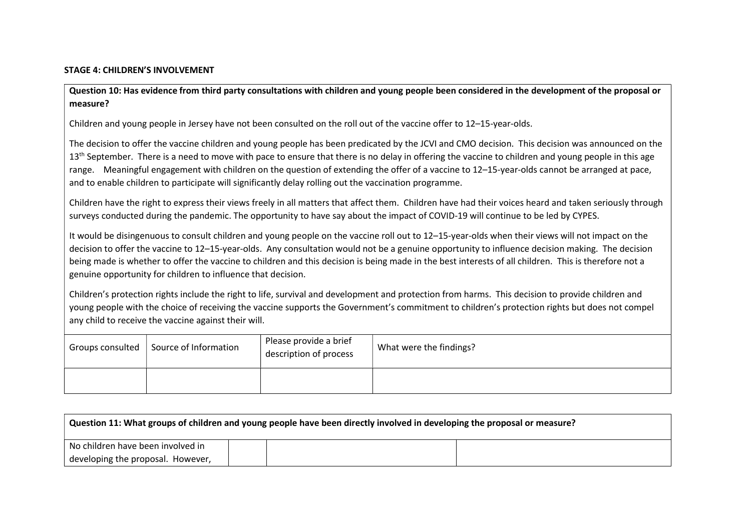**STAGE 4: CHILDREN'S INVOLVEMENT**

**Question 10: Has evidence from third party consultations with children and young people been considered in the development of the proposal or measure?**

Children and young people in Jersey have not been consulted on the roll out of the vaccine offer to 12–15-year-olds.

The decision to offer the vaccine children and young people has been predicated by the JCVI and CMO decision. This decision was announced on the 13th September. There is a need to move with pace to ensure that there is no delay in offering the vaccine to children and young people in this age range. Meaningful engagement with children on the question of extending the offer of a vaccine to 12–15-year-olds cannot be arranged at pace, and to enable children to participate will significantly delay rolling out the vaccination programme.

Children have the right to express their views freely in all matters that affect them. Children have had their voices heard and taken seriously through surveys conducted during the pandemic. The opportunity to have say about the impact of COVID-19 will continue to be led by CYPES.

It would be disingenuous to consult children and young people on the vaccine roll out to 12–15-year-olds when their views will not impact on the decision to offer the vaccine to 12–15-year-olds. Any consultation would not be a genuine opportunity to influence decision making. The decision being made is whether to offer the vaccine to children and this decision is being made in the best interests of all children. This is therefore not a genuine opportunity for children to influence that decision.

Children's protection rights include the right to life, survival and development and protection from harms. This decision to provide children and young people with the choice of receiving the vaccine supports the Government's commitment to children's protection rights but does not compel any child to receive the vaccine against their will.

| Groups consulted | Source of Information | Please provide a brief description of process | What were the findings? |
| --- | --- | --- | --- |
| | | | |

**Question 11: What groups of children and young people have been directly involved in developing the proposal or measure?**

| | | | |
| --- | --- | --- | --- |
| No children have been involved in developing the proposal. However, | | | |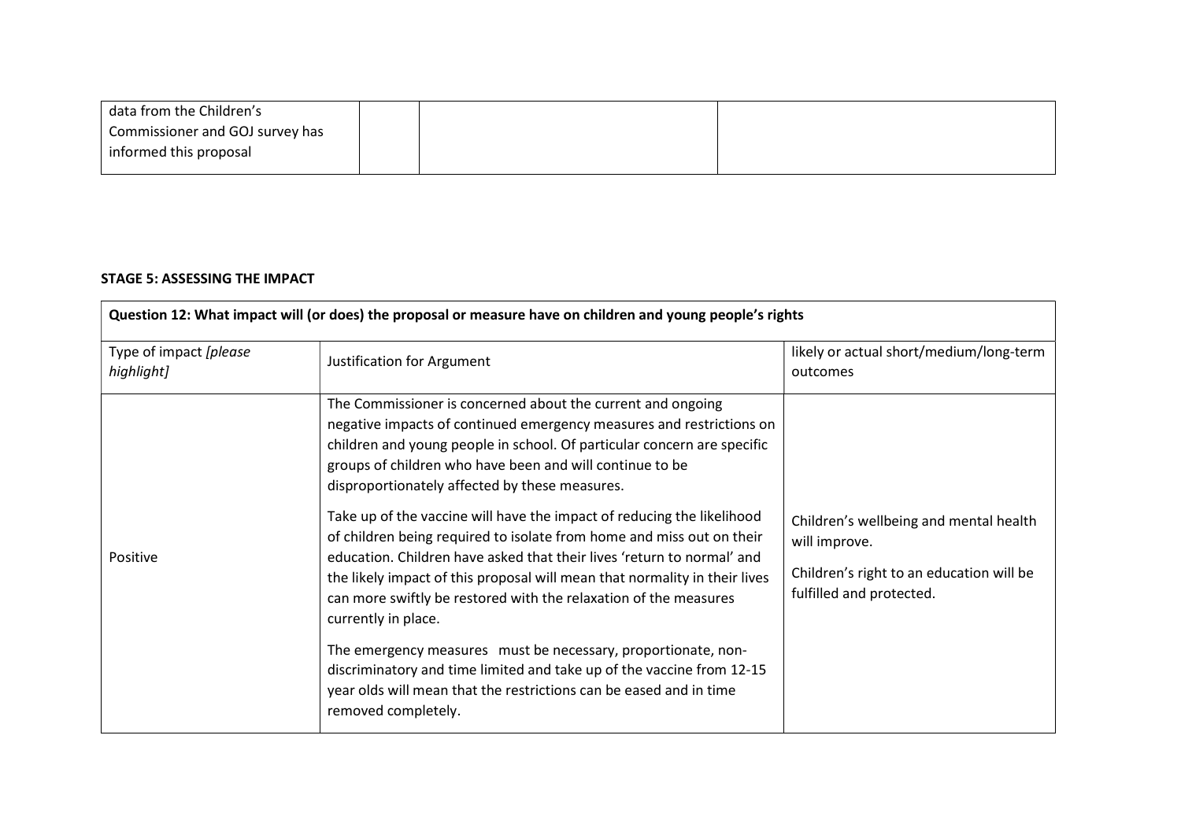| data from the Children's Commissioner and GOJ survey has informed this proposal | | | |
|---|---|---|---|

**STAGE 5: ASSESSING THE IMPACT**

| **Question 12: What impact will (or does) the proposal or measure have on children and young people's rights** | | |
|---|---|---|
| Type of impact *[please highlight]* | Justification for Argument | likely or actual short/medium/long-term outcomes |
| Positive | The Commissioner is concerned about the current and ongoing negative impacts of continued emergency measures and restrictions on children and young people in school. Of particular concern are specific groups of children who have been and will continue to be disproportionately affected by these measures.<br><br>Take up of the vaccine will have the impact of reducing the likelihood of children being required to isolate from home and miss out on their education. Children have asked that their lives 'return to normal' and the likely impact of this proposal will mean that normality in their lives can more swiftly be restored with the relaxation of the measures currently in place.<br><br>The emergency measures must be necessary, proportionate, non-discriminatory and time limited and take up of the vaccine from 12-15 year olds will mean that the restrictions can be eased and in time removed completely. | Children's wellbeing and mental health will improve.<br><br>Children's right to an education will be fulfilled and protected. |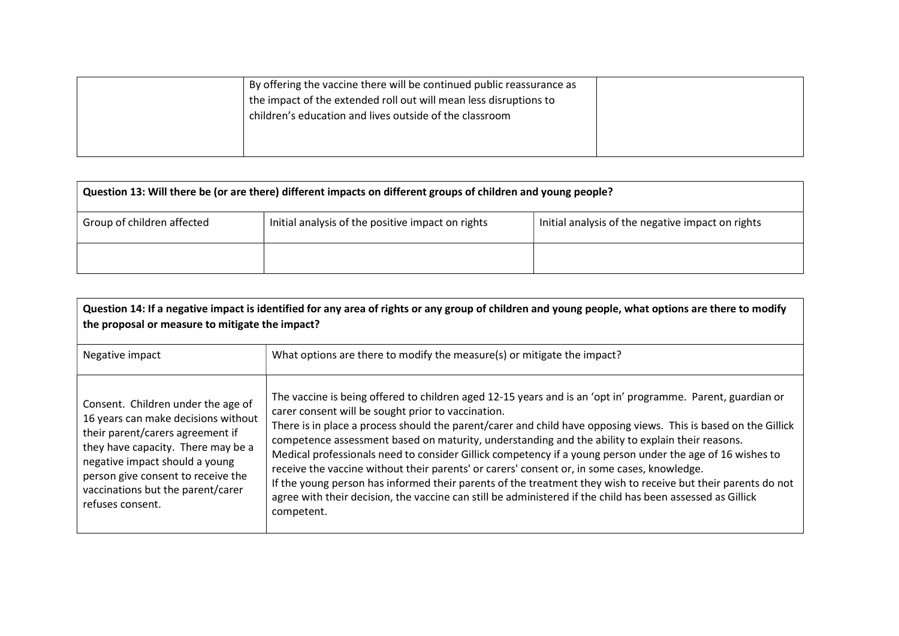| | | |
|---|---|---|
| | By offering the vaccine there will be continued public reassurance as the impact of the extended roll out will mean less disruptions to children's education and lives outside of the classroom | |

| **Question 13: Will there be (or are there) different impacts on different groups of children and young people?** | | |
|---|---|---|
| Group of children affected | Initial analysis of the positive impact on rights | Initial analysis of the negative impact on rights |
| | | |

| **Question 14: If a negative impact is identified for any area of rights or any group of children and young people, what options are there to modify the proposal or measure to mitigate the impact?** | |
|---|---|
| Negative impact | What options are there to modify the measure(s) or mitigate the impact? |
| Consent. Children under the age of 16 years can make decisions without their parent/carers agreement if they have capacity. There may be a negative impact should a young person give consent to receive the vaccinations but the parent/carer refuses consent. | The vaccine is being offered to children aged 12-15 years and is an 'opt in' programme. Parent, guardian or carer consent will be sought prior to vaccination.<br>There is in place a process should the parent/carer and child have opposing views. This is based on the Gillick competence assessment based on maturity, understanding and the ability to explain their reasons.<br>Medical professionals need to consider Gillick competency if a young person under the age of 16 wishes to receive the vaccine without their parents' or carers' consent or, in some cases, knowledge.<br>If the young person has informed their parents of the treatment they wish to receive but their parents do not agree with their decision, the vaccine can still be administered if the child has been assessed as Gillick competent. |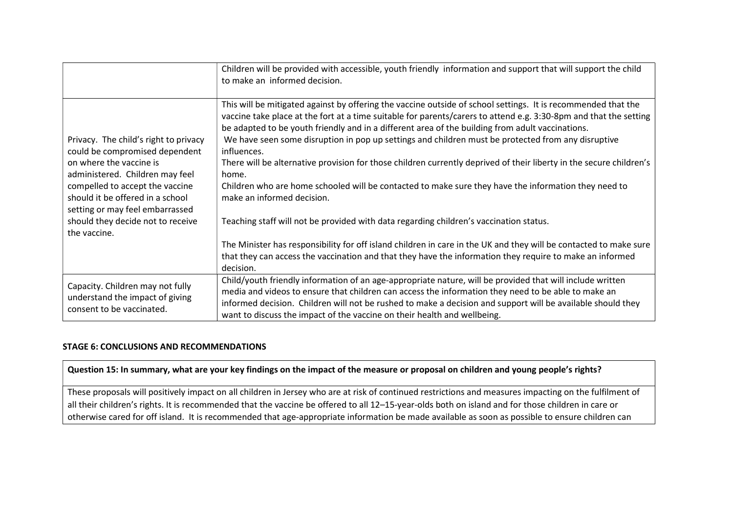| | |
|---|---|
| | Children will be provided with accessible, youth friendly information and support that will support the child to make an informed decision. |
| Privacy. The child's right to privacy could be compromised dependent on where the vaccine is administered. Children may feel compelled to accept the vaccine should it be offered in a school setting or may feel embarrassed should they decide not to receive the vaccine. | This will be mitigated against by offering the vaccine outside of school settings. It is recommended that the vaccine take place at the fort at a time suitable for parents/carers to attend e.g. 3:30-8pm and that the setting be adapted to be youth friendly and in a different area of the building from adult vaccinations.<br>We have seen some disruption in pop up settings and children must be protected from any disruptive influences.<br>There will be alternative provision for those children currently deprived of their liberty in the secure children's home.<br>Children who are home schooled will be contacted to make sure they have the information they need to make an informed decision.<br><br>Teaching staff will not be provided with data regarding children's vaccination status.<br><br>The Minister has responsibility for off island children in care in the UK and they will be contacted to make sure that they can access the vaccination and that they have the information they require to make an informed decision. |
| Capacity. Children may not fully understand the impact of giving consent to be vaccinated. | Child/youth friendly information of an age-appropriate nature, will be provided that will include written media and videos to ensure that children can access the information they need to be able to make an informed decision. Children will not be rushed to make a decision and support will be available should they want to discuss the impact of the vaccine on their health and wellbeing. |

**STAGE 6: CONCLUSIONS AND RECOMMENDATIONS**

| **Question 15: In summary, what are your key findings on the impact of the measure or proposal on children and young people's rights?** |
|---|
| These proposals will positively impact on all children in Jersey who are at risk of continued restrictions and measures impacting on the fulfilment of all their children's rights. It is recommended that the vaccine be offered to all 12–15-year-olds both on island and for those children in care or otherwise cared for off island. It is recommended that age-appropriate information be made available as soon as possible to ensure children can |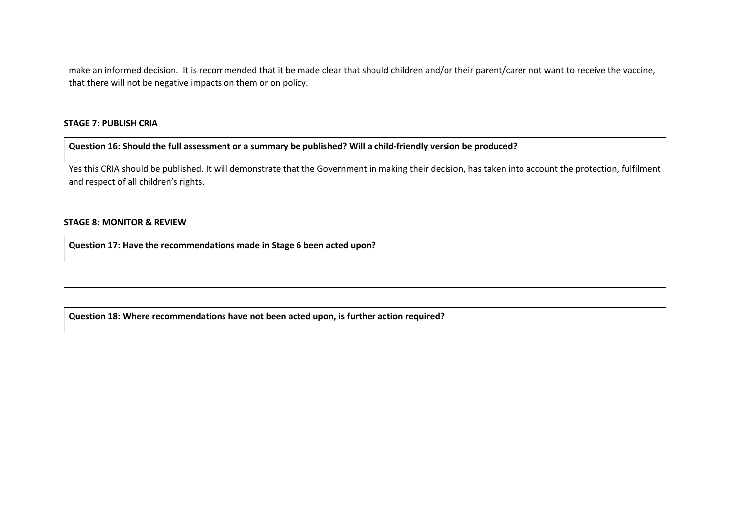make an informed decision. It is recommended that it be made clear that should children and/or their parent/carer not want to receive the vaccine, that there will not be negative impacts on them or on policy.

**STAGE 7: PUBLISH CRIA**

| **Question 16: Should the full assessment or a summary be published? Will a child-friendly version be produced?** |
|---|
| Yes this CRIA should be published. It will demonstrate that the Government in making their decision, has taken into account the protection, fulfilment and respect of all children's rights. |

**STAGE 8: MONITOR & REVIEW**

| **Question 17: Have the recommendations made in Stage 6 been acted upon?** |
|---|
| |

| **Question 18: Where recommendations have not been acted upon, is further action required?** |
|---|
| |